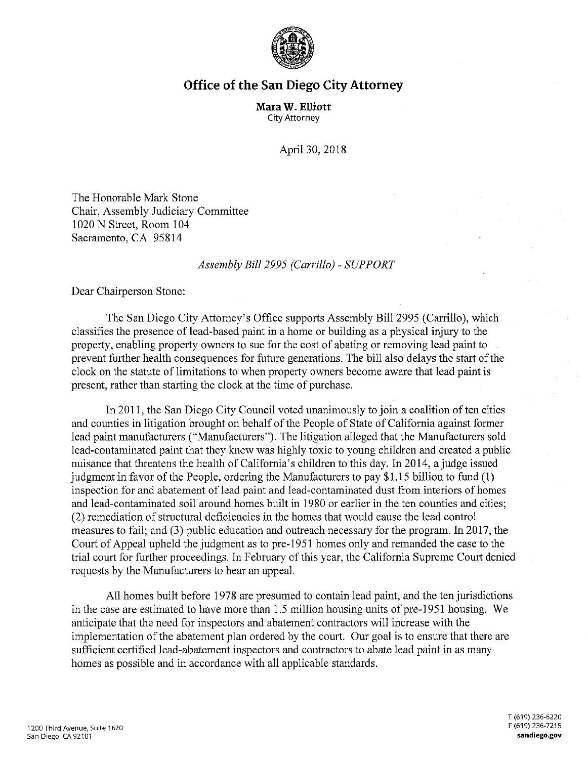## Office of the San Diego City Attorney

**Mara W. Elliott**
City Attorney

April 30, 2018

The Honorable Mark Stone
Chair, Assembly Judiciary Committee
1020 N Street, Room 104
Sacramento, CA 95814

*Assembly Bill 2995 (Carrillo) - SUPPORT*

Dear Chairperson Stone:

The San Diego City Attorney's Office supports Assembly Bill 2995 (Carrillo), which classifies the presence of lead-based paint in a home or building as a physical injury to the property, enabling property owners to sue for the cost of abating or removing lead paint to prevent further health consequences for future generations. The bill also delays the start of the clock on the statute of limitations to when property owners become aware that lead paint is present, rather than starting the clock at the time of purchase.

In 2011, the San Diego City Council voted unanimously to join a coalition of ten cities and counties in litigation brought on behalf of the People of State of California against former lead paint manufacturers ("Manufacturers"). The litigation alleged that the Manufacturers sold lead-contaminated paint that they knew was highly toxic to young children and created a public nuisance that threatens the health of California's children to this day. In 2014, a judge issued judgment in favor of the People, ordering the Manufacturers to pay $1.15 billion to fund (1) inspection for and abatement of lead paint and lead-contaminated dust from interiors of homes and lead-contaminated soil around homes built in 1980 or earlier in the ten counties and cities; (2) remediation of structural deficiencies in the homes that would cause the lead control measures to fail; and (3) public education and outreach necessary for the program. In 2017, the Court of Appeal upheld the judgment as to pre-1951 homes only and remanded the case to the trial court for further proceedings. In February of this year, the California Supreme Court denied requests by the Manufacturers to hear an appeal.

All homes built before 1978 are presumed to contain lead paint, and the ten jurisdictions in the case are estimated to have more than 1.5 million housing units of pre-1951 housing. We anticipate that the need for inspectors and abatement contractors will increase with the implementation of the abatement plan ordered by the court. Our goal is to ensure that there are sufficient certified lead-abatement inspectors and contractors to abate lead paint in as many homes as possible and in accordance with all applicable standards.

1200 Third Avenue, Suite 1620
San Diego, CA 92101

T (619) 236-6220
F (619) 236-7215
**sandiego.gov**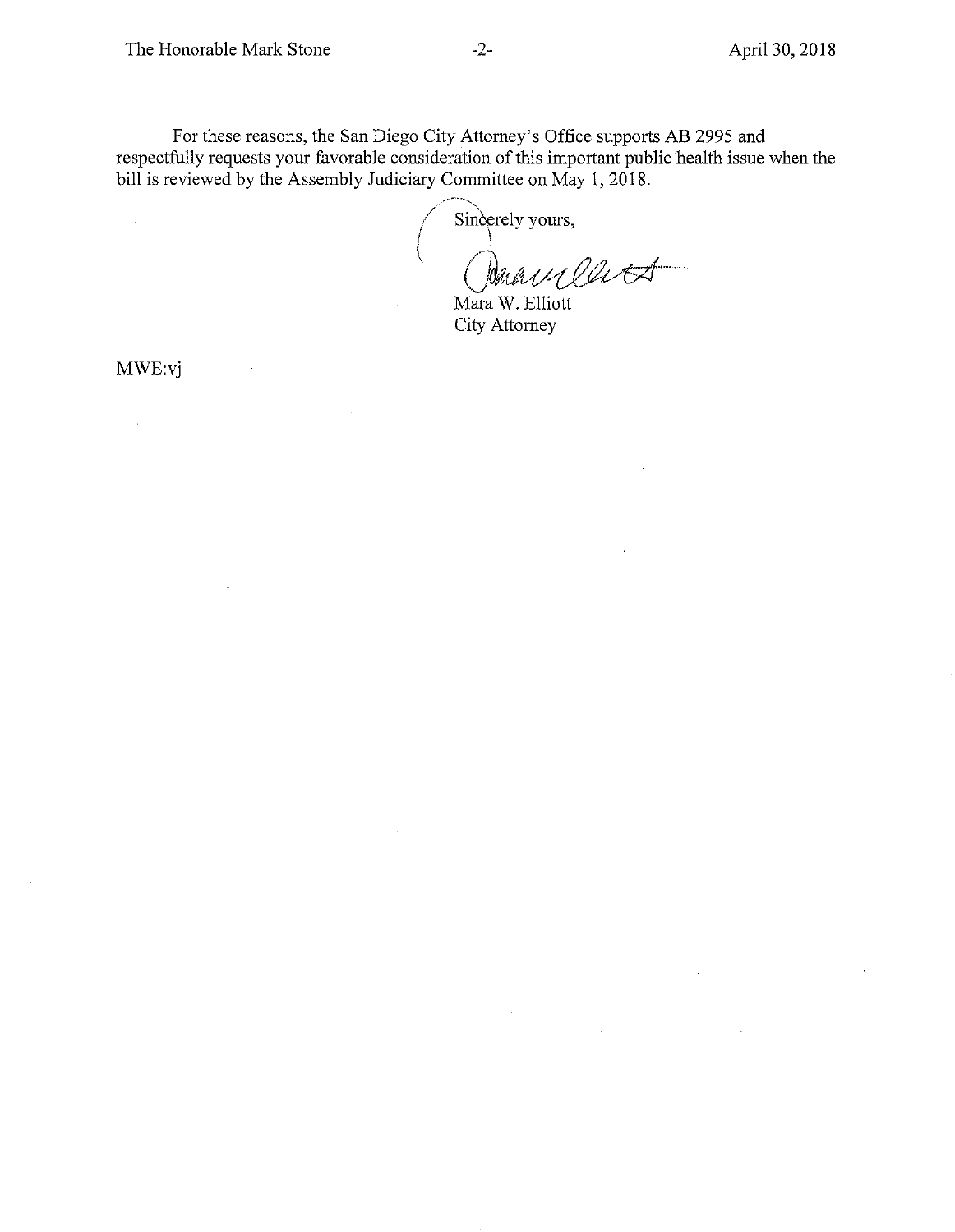For these reasons, the San Diego City Attorney's Office supports AB 2995 and respectfully requests your favorable consideration of this important public health issue when the bill is reviewed by the Assembly Judiciary Committee on May 1, 2018.

Sincerely yours,

Mara W. Elliott
City Attorney

MWE:vj